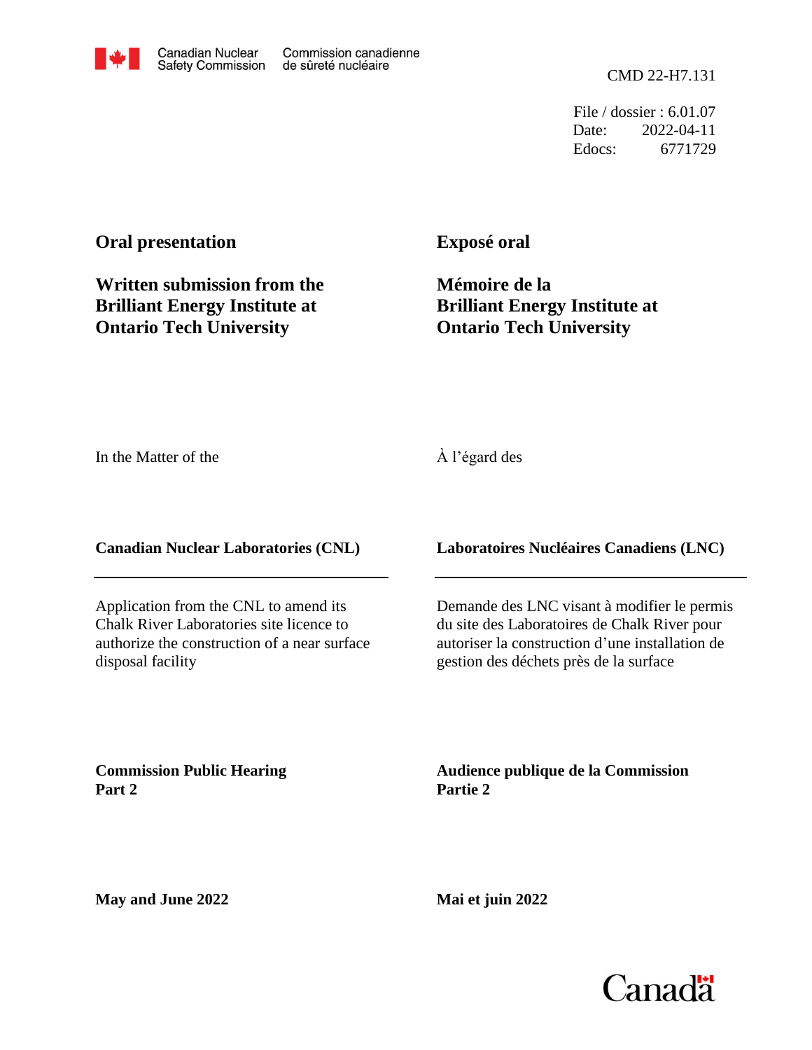Canadian Nuclear Safety Commission | Commission canadienne de sûreté nucléaire

CMD 22-H7.131

File / dossier : 6.01.07
Date: 2022-04-11
Edocs: 6771729

**Oral presentation**

**Written submission from the Brilliant Energy Institute at Ontario Tech University**

**Exposé oral**

**Mémoire de la Brilliant Energy Institute at Ontario Tech University**

In the Matter of the

À l'égard des

**Canadian Nuclear Laboratories (CNL)**

**Laboratoires Nucléaires Canadiens (LNC)**

Application from the CNL to amend its Chalk River Laboratories site licence to authorize the construction of a near surface disposal facility

Demande des LNC visant à modifier le permis du site des Laboratoires de Chalk River pour autoriser la construction d'une installation de gestion des déchets près de la surface

**Commission Public Hearing Part 2**

**Audience publique de la Commission Partie 2**

**May and June 2022**

**Mai et juin 2022**

Canada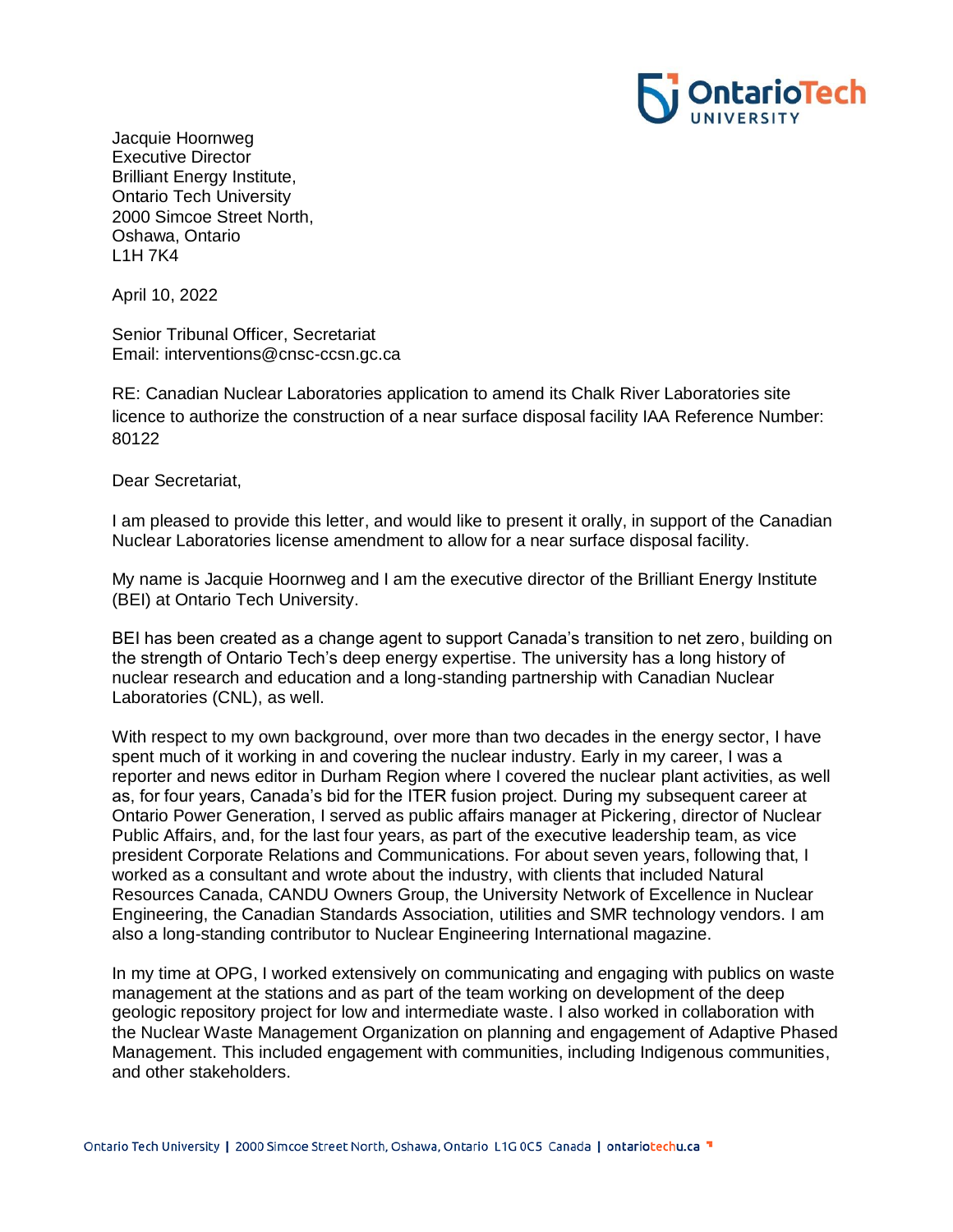Jacquie Hoornweg
Executive Director
Brilliant Energy Institute,
Ontario Tech University
2000 Simcoe Street North,
Oshawa, Ontario
L1H 7K4

April 10, 2022

Senior Tribunal Officer, Secretariat
Email: interventions@cnsc-ccsn.gc.ca

RE: Canadian Nuclear Laboratories application to amend its Chalk River Laboratories site licence to authorize the construction of a near surface disposal facility IAA Reference Number: 80122

Dear Secretariat,

I am pleased to provide this letter, and would like to present it orally, in support of the Canadian Nuclear Laboratories license amendment to allow for a near surface disposal facility.

My name is Jacquie Hoornweg and I am the executive director of the Brilliant Energy Institute (BEI) at Ontario Tech University.

BEI has been created as a change agent to support Canada's transition to net zero, building on the strength of Ontario Tech's deep energy expertise. The university has a long history of nuclear research and education and a long-standing partnership with Canadian Nuclear Laboratories (CNL), as well.

With respect to my own background, over more than two decades in the energy sector, I have spent much of it working in and covering the nuclear industry. Early in my career, I was a reporter and news editor in Durham Region where I covered the nuclear plant activities, as well as, for four years, Canada's bid for the ITER fusion project. During my subsequent career at Ontario Power Generation, I served as public affairs manager at Pickering, director of Nuclear Public Affairs, and, for the last four years, as part of the executive leadership team, as vice president Corporate Relations and Communications. For about seven years, following that, I worked as a consultant and wrote about the industry, with clients that included Natural Resources Canada, CANDU Owners Group, the University Network of Excellence in Nuclear Engineering, the Canadian Standards Association, utilities and SMR technology vendors. I am also a long-standing contributor to Nuclear Engineering International magazine.

In my time at OPG, I worked extensively on communicating and engaging with publics on waste management at the stations and as part of the team working on development of the deep geologic repository project for low and intermediate waste. I also worked in collaboration with the Nuclear Waste Management Organization on planning and engagement of Adaptive Phased Management. This included engagement with communities, including Indigenous communities, and other stakeholders.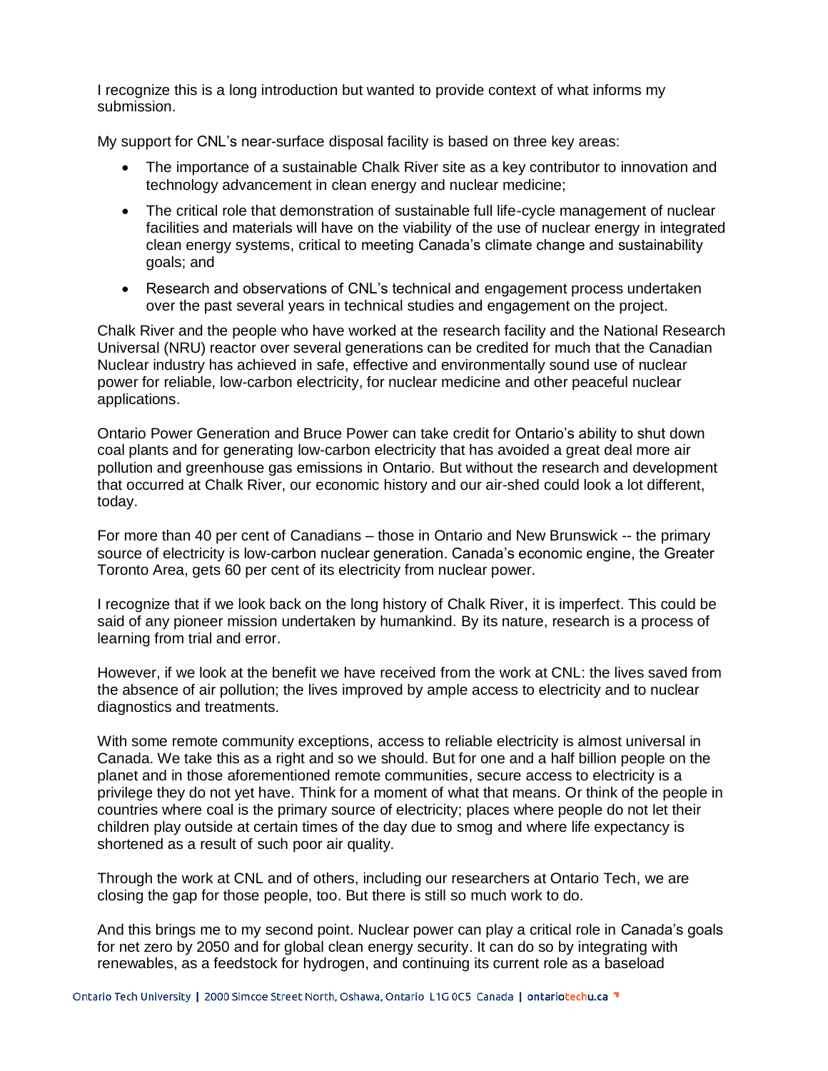I recognize this is a long introduction but wanted to provide context of what informs my submission.

My support for CNL's near-surface disposal facility is based on three key areas:

- The importance of a sustainable Chalk River site as a key contributor to innovation and technology advancement in clean energy and nuclear medicine;
- The critical role that demonstration of sustainable full life-cycle management of nuclear facilities and materials will have on the viability of the use of nuclear energy in integrated clean energy systems, critical to meeting Canada's climate change and sustainability goals; and
- Research and observations of CNL's technical and engagement process undertaken over the past several years in technical studies and engagement on the project.

Chalk River and the people who have worked at the research facility and the National Research Universal (NRU) reactor over several generations can be credited for much that the Canadian Nuclear industry has achieved in safe, effective and environmentally sound use of nuclear power for reliable, low-carbon electricity, for nuclear medicine and other peaceful nuclear applications.

Ontario Power Generation and Bruce Power can take credit for Ontario's ability to shut down coal plants and for generating low-carbon electricity that has avoided a great deal more air pollution and greenhouse gas emissions in Ontario. But without the research and development that occurred at Chalk River, our economic history and our air-shed could look a lot different, today.

For more than 40 per cent of Canadians – those in Ontario and New Brunswick -- the primary source of electricity is low-carbon nuclear generation. Canada's economic engine, the Greater Toronto Area, gets 60 per cent of its electricity from nuclear power.

I recognize that if we look back on the long history of Chalk River, it is imperfect. This could be said of any pioneer mission undertaken by humankind. By its nature, research is a process of learning from trial and error.

However, if we look at the benefit we have received from the work at CNL: the lives saved from the absence of air pollution; the lives improved by ample access to electricity and to nuclear diagnostics and treatments.

With some remote community exceptions, access to reliable electricity is almost universal in Canada. We take this as a right and so we should. But for one and a half billion people on the planet and in those aforementioned remote communities, secure access to electricity is a privilege they do not yet have. Think for a moment of what that means. Or think of the people in countries where coal is the primary source of electricity; places where people do not let their children play outside at certain times of the day due to smog and where life expectancy is shortened as a result of such poor air quality.

Through the work at CNL and of others, including our researchers at Ontario Tech, we are closing the gap for those people, too. But there is still so much work to do.

And this brings me to my second point. Nuclear power can play a critical role in Canada's goals for net zero by 2050 and for global clean energy security. It can do so by integrating with renewables, as a feedstock for hydrogen, and continuing its current role as a baseload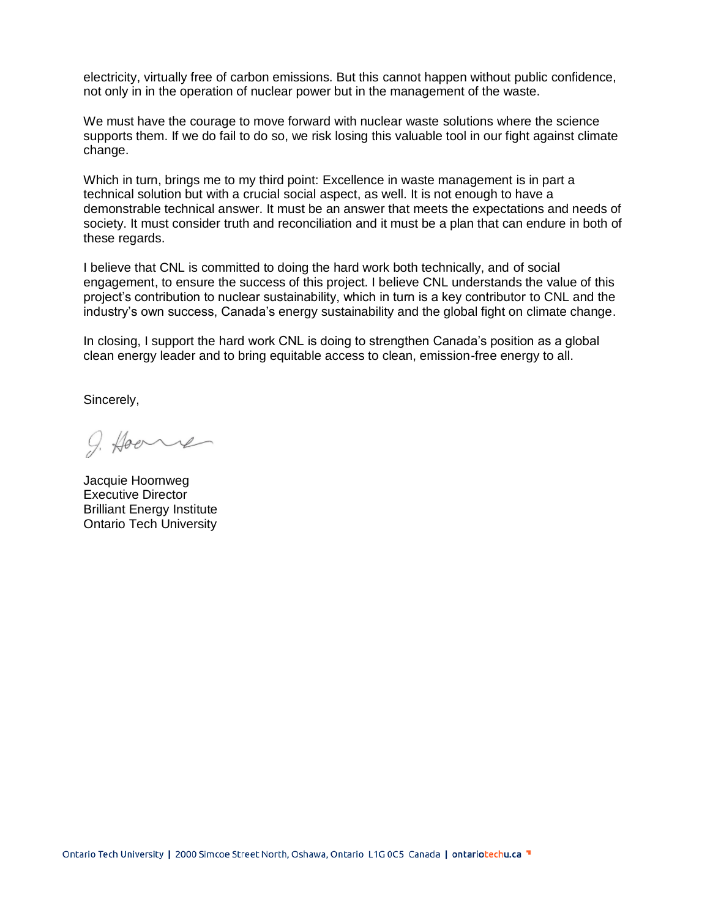electricity, virtually free of carbon emissions. But this cannot happen without public confidence, not only in in the operation of nuclear power but in the management of the waste.

We must have the courage to move forward with nuclear waste solutions where the science supports them. If we do fail to do so, we risk losing this valuable tool in our fight against climate change.

Which in turn, brings me to my third point: Excellence in waste management is in part a technical solution but with a crucial social aspect, as well. It is not enough to have a demonstrable technical answer. It must be an answer that meets the expectations and needs of society. It must consider truth and reconciliation and it must be a plan that can endure in both of these regards.

I believe that CNL is committed to doing the hard work both technically, and of social engagement, to ensure the success of this project. I believe CNL understands the value of this project's contribution to nuclear sustainability, which in turn is a key contributor to CNL and the industry's own success, Canada's energy sustainability and the global fight on climate change.

In closing, I support the hard work CNL is doing to strengthen Canada's position as a global clean energy leader and to bring equitable access to clean, emission-free energy to all.

Sincerely,

J. Hoornweg

Jacquie Hoornweg
Executive Director
Brilliant Energy Institute
Ontario Tech University